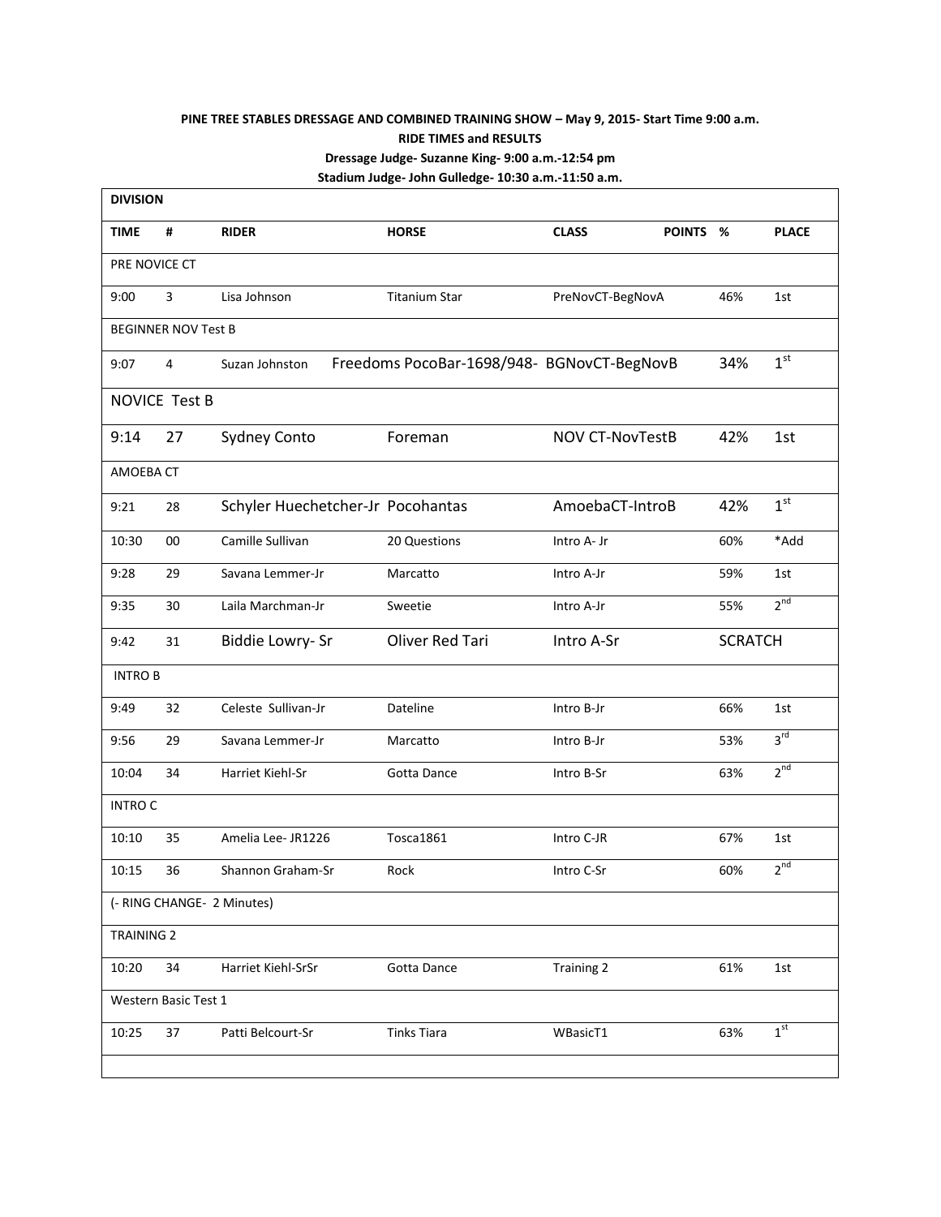**PINE TREE STABLES DRESSAGE AND COMBINED TRAINING SHOW – May 9, 2015- Start Time 9:00 a.m.**

**RIDE TIMES and RESULTS**

**Dressage Judge- Suzanne King- 9:00 a.m.-12:54 pm**

**Stadium Judge- John Gulledge- 10:30 a.m.-11:50 a.m.**

| **DIVISION** | | | | | | | |
|---|---|---|---|---|---|---|---|
| **TIME** | **#** | **RIDER** | **HORSE** | **CLASS** | **POINTS** | **%** | **PLACE** |
| PRE NOVICE CT | | | | | | | |
| 9:00 | 3 | Lisa Johnson | Titanium Star | PreNovCT-BegNovA | | 46% | 1st |
| BEGINNER NOV Test B | | | | | | | |
| 9:07 | 4 | Suzan Johnston | Freedoms PocoBar-1698/948- | BGNovCT-BegNovB | | 34% | 1st |
| NOVICE Test B | | | | | | | |
| 9:14 | 27 | Sydney Conto | Foreman | NOV CT-NovTestB | | 42% | 1st |
| AMOEBA CT | | | | | | | |
| 9:21 | 28 | Schyler Huechetcher-Jr | Pocohantas | AmoebaCT-IntroB | | 42% | 1st |
| 10:30 | 00 | Camille Sullivan | 20 Questions | Intro A- Jr | | 60% | *Add |
| 9:28 | 29 | Savana Lemmer-Jr | Marcatto | Intro A-Jr | | 59% | 1st |
| 9:35 | 30 | Laila Marchman-Jr | Sweetie | Intro A-Jr | | 55% | 2nd |
| 9:42 | 31 | Biddie Lowry- Sr | Oliver Red Tari | Intro A-Sr | | SCRATCH | |
| INTRO B | | | | | | | |
| 9:49 | 32 | Celeste Sullivan-Jr | Dateline | Intro B-Jr | | 66% | 1st |
| 9:56 | 29 | Savana Lemmer-Jr | Marcatto | Intro B-Jr | | 53% | 3rd |
| 10:04 | 34 | Harriet Kiehl-Sr | Gotta Dance | Intro B-Sr | | 63% | 2nd |
| INTRO C | | | | | | | |
| 10:10 | 35 | Amelia Lee- JR1226 | Tosca1861 | Intro C-JR | | 67% | 1st |
| 10:15 | 36 | Shannon Graham-Sr | Rock | Intro C-Sr | | 60% | 2nd |
| (- RING CHANGE- 2 Minutes) | | | | | | | |
| TRAINING 2 | | | | | | | |
| 10:20 | 34 | Harriet Kiehl-SrSr | Gotta Dance | Training 2 | | 61% | 1st |
| Western Basic Test 1 | | | | | | | |
| 10:25 | 37 | Patti Belcourt-Sr | Tinks Tiara | WBasicT1 | | 63% | 1st |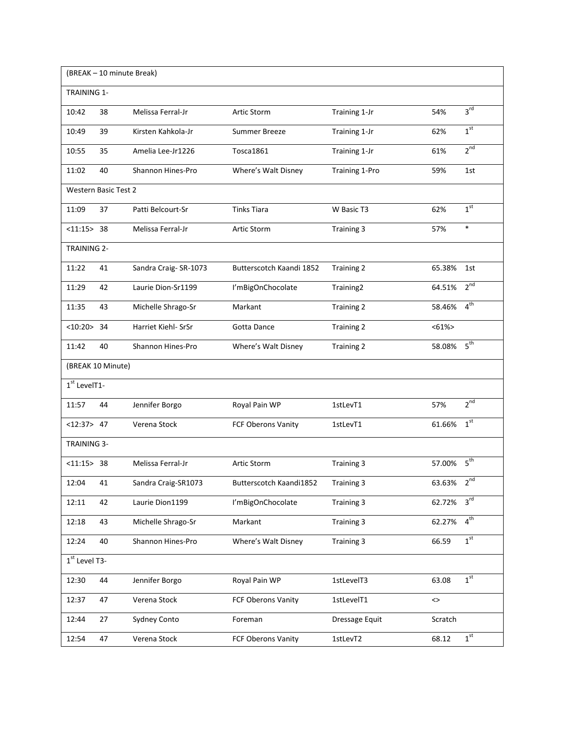| (BREAK – 10 minute Break) | | | | | | |
|---|---|---|---|---|---|---|
| TRAINING 1- | | | | | | |
| 10:42 | 38 | Melissa Ferral-Jr | Artic Storm | Training 1-Jr | 54% | 3rd |
| 10:49 | 39 | Kirsten Kahkola-Jr | Summer Breeze | Training 1-Jr | 62% | 1st |
| 10:55 | 35 | Amelia Lee-Jr1226 | Tosca1861 | Training 1-Jr | 61% | 2nd |
| 11:02 | 40 | Shannon Hines-Pro | Where's Walt Disney | Training 1-Pro | 59% | 1st |
| Western Basic Test 2 | | | | | | |
| 11:09 | 37 | Patti Belcourt-Sr | Tinks Tiara | W Basic T3 | 62% | 1st |
| <11:15> | 38 | Melissa Ferral-Jr | Artic Storm | Training 3 | 57% | * |
| TRAINING 2- | | | | | | |
| 11:22 | 41 | Sandra Craig- SR-1073 | Butterscotch Kaandi 1852 | Training 2 | 65.38% | 1st |
| 11:29 | 42 | Laurie Dion-Sr1199 | I'mBigOnChocolate | Training2 | 64.51% | 2nd |
| 11:35 | 43 | Michelle Shrago-Sr | Markant | Training 2 | 58.46% | 4th |
| <10:20> | 34 | Harriet Kiehl- SrSr | Gotta Dance | Training 2 | <61%> | |
| 11:42 | 40 | Shannon Hines-Pro | Where's Walt Disney | Training 2 | 58.08% | 5th |
| (BREAK 10 Minute) | | | | | | |
| 1st LevelT1- | | | | | | |
| 11:57 | 44 | Jennifer Borgo | Royal Pain WP | 1stLevT1 | 57% | 2nd |
| <12:37> | 47 | Verena Stock | FCF Oberons Vanity | 1stLevT1 | 61.66% | 1st |
| TRAINING 3- | | | | | | |
| <11:15> | 38 | Melissa Ferral-Jr | Artic Storm | Training 3 | 57.00% | 5th |
| 12:04 | 41 | Sandra Craig-SR1073 | Butterscotch Kaandi1852 | Training 3 | 63.63% | 2nd |
| 12:11 | 42 | Laurie Dion1199 | I'mBigOnChocolate | Training 3 | 62.72% | 3rd |
| 12:18 | 43 | Michelle Shrago-Sr | Markant | Training 3 | 62.27% | 4th |
| 12:24 | 40 | Shannon Hines-Pro | Where's Walt Disney | Training 3 | 66.59 | 1st |
| 1st Level T3- | | | | | | |
| 12:30 | 44 | Jennifer Borgo | Royal Pain WP | 1stLevelT3 | 63.08 | 1st |
| 12:37 | 47 | Verena Stock | FCF Oberons Vanity | 1stLevelT1 | <> | |
| 12:44 | 27 | Sydney Conto | Foreman | Dressage Equit | Scratch | |
| 12:54 | 47 | Verena Stock | FCF Oberons Vanity | 1stLevT2 | 68.12 | 1st |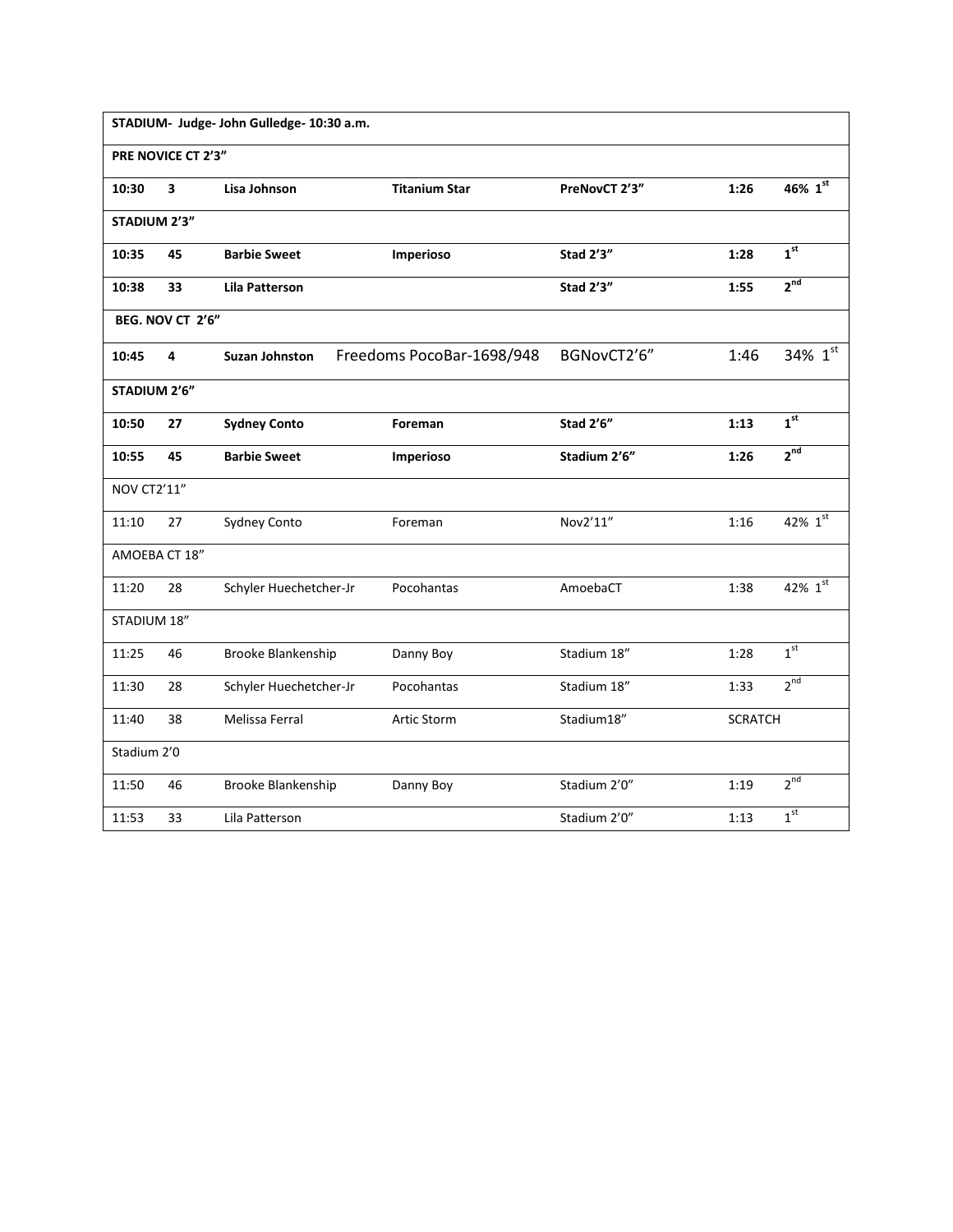| | | | | | | |
|---|---|---|---|---|---|---|
| **STADIUM- Judge- John Gulledge- 10:30 a.m.** | | | | | | |
| **PRE NOVICE CT 2'3"** | | | | | | |
| **10:30** | **3** | **Lisa Johnson** | **Titanium Star** | **PreNovCT 2'3"** | **1:26** | **46% 1st** |
| **STADIUM 2'3"** | | | | | | |
| **10:35** | **45** | **Barbie Sweet** | **Imperioso** | **Stad 2'3"** | **1:28** | **1st** |
| **10:38** | **33** | **Lila Patterson** | | **Stad 2'3"** | **1:55** | **2nd** |
| **BEG. NOV CT 2'6"** | | | | | | |
| **10:45** | **4** | **Suzan Johnston** | Freedoms PocoBar-1698/948 | BGNovCT2'6" | 1:46 | 34% 1st |
| **STADIUM 2'6"** | | | | | | |
| **10:50** | **27** | **Sydney Conto** | **Foreman** | **Stad 2'6"** | **1:13** | **1st** |
| **10:55** | **45** | **Barbie Sweet** | **Imperioso** | **Stadium 2'6"** | **1:26** | **2nd** |
| NOV CT2'11" | | | | | | |
| 11:10 | 27 | Sydney Conto | Foreman | Nov2'11" | 1:16 | 42% 1st |
| AMOEBA CT 18" | | | | | | |
| 11:20 | 28 | Schyler Huechetcher-Jr | Pocohantas | AmoebaCT | 1:38 | 42% 1st |
| STADIUM 18" | | | | | | |
| 11:25 | 46 | Brooke Blankenship | Danny Boy | Stadium 18" | 1:28 | 1st |
| 11:30 | 28 | Schyler Huechetcher-Jr | Pocohantas | Stadium 18" | 1:33 | 2nd |
| 11:40 | 38 | Melissa Ferral | Artic Storm | Stadium18" | SCRATCH | |
| Stadium 2'0 | | | | | | |
| 11:50 | 46 | Brooke Blankenship | Danny Boy | Stadium 2'0" | 1:19 | 2nd |
| 11:53 | 33 | Lila Patterson | | Stadium 2'0" | 1:13 | 1st |